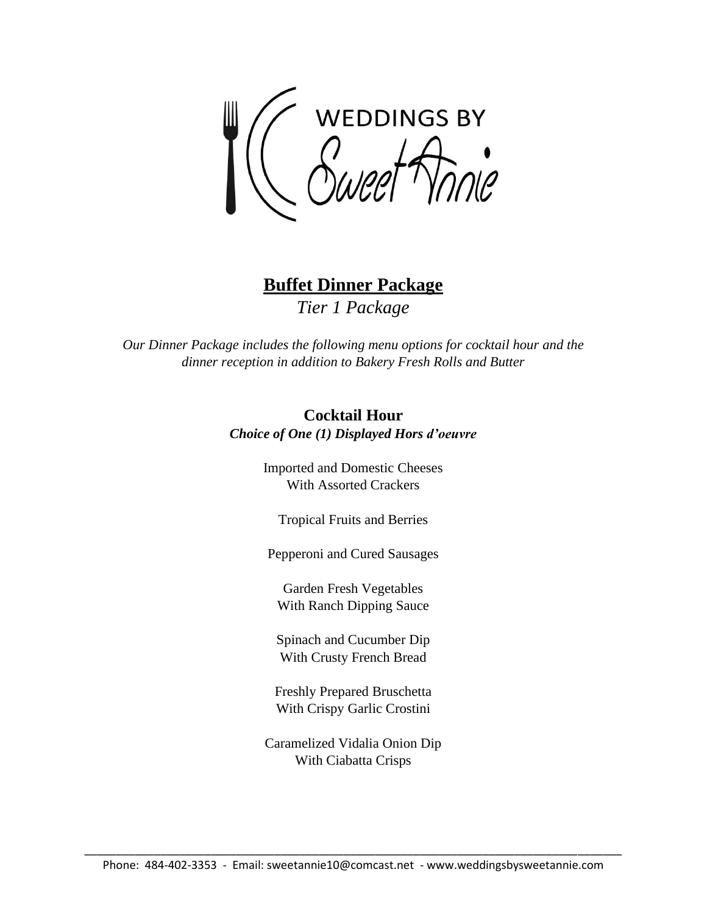WEDDINGS BY Sweet Annie

# Buffet Dinner Package

*Tier 1 Package*

*Our Dinner Package includes the following menu options for cocktail hour and the dinner reception in addition to Bakery Fresh Rolls and Butter*

## Cocktail Hour

***Choice of One (1) Displayed Hors d'oeuvre***

Imported and Domestic Cheeses
With Assorted Crackers

Tropical Fruits and Berries

Pepperoni and Cured Sausages

Garden Fresh Vegetables
With Ranch Dipping Sauce

Spinach and Cucumber Dip
With Crusty French Bread

Freshly Prepared Bruschetta
With Crispy Garlic Crostini

Caramelized Vidalia Onion Dip
With Ciabatta Crisps

Phone: 484-402-3353 - Email: sweetannie10@comcast.net - www.weddingsbysweetannie.com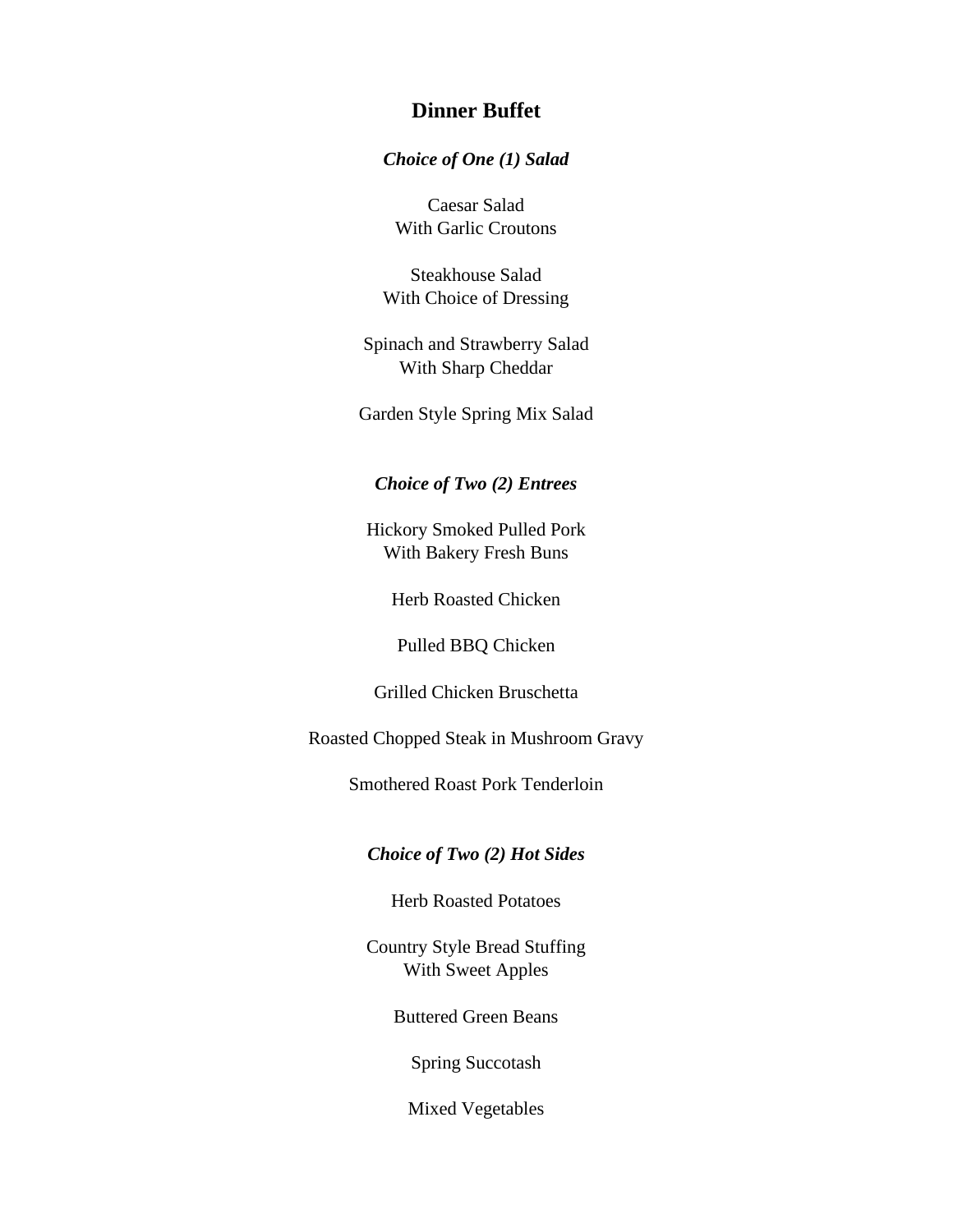# Dinner Buffet

***Choice of One (1) Salad***

Caesar Salad
With Garlic Croutons

Steakhouse Salad
With Choice of Dressing

Spinach and Strawberry Salad
With Sharp Cheddar

Garden Style Spring Mix Salad

***Choice of Two (2) Entrees***

Hickory Smoked Pulled Pork
With Bakery Fresh Buns

Herb Roasted Chicken

Pulled BBQ Chicken

Grilled Chicken Bruschetta

Roasted Chopped Steak in Mushroom Gravy

Smothered Roast Pork Tenderloin

***Choice of Two (2) Hot Sides***

Herb Roasted Potatoes

Country Style Bread Stuffing
With Sweet Apples

Buttered Green Beans

Spring Succotash

Mixed Vegetables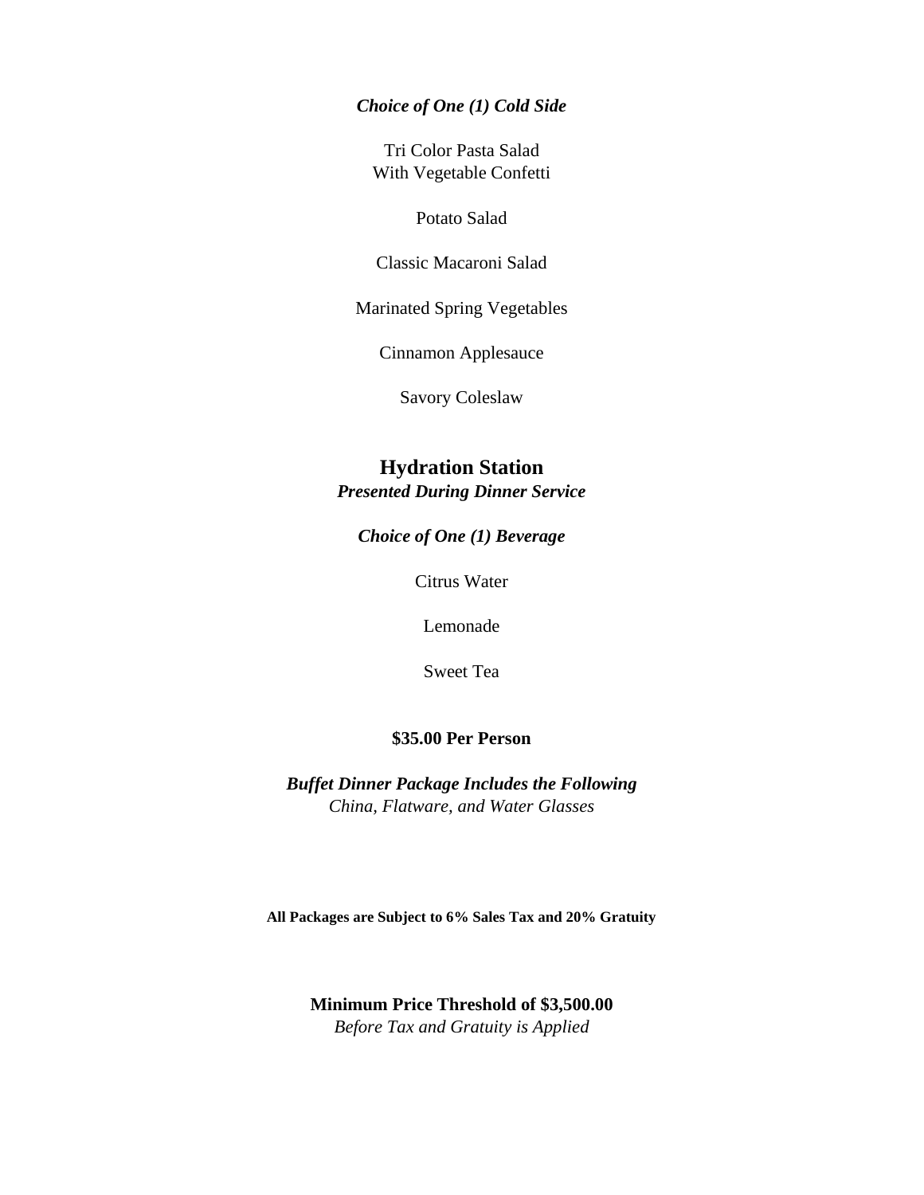***Choice of One (1) Cold Side***

Tri Color Pasta Salad
With Vegetable Confetti

Potato Salad

Classic Macaroni Salad

Marinated Spring Vegetables

Cinnamon Applesauce

Savory Coleslaw

## Hydration Station

***Presented During Dinner Service***

***Choice of One (1) Beverage***

Citrus Water

Lemonade

Sweet Tea

**$35.00 Per Person**

***Buffet Dinner Package Includes the Following***
*China, Flatware, and Water Glasses*

**All Packages are Subject to 6% Sales Tax and 20% Gratuity**

**Minimum Price Threshold of $3,500.00**
*Before Tax and Gratuity is Applied*